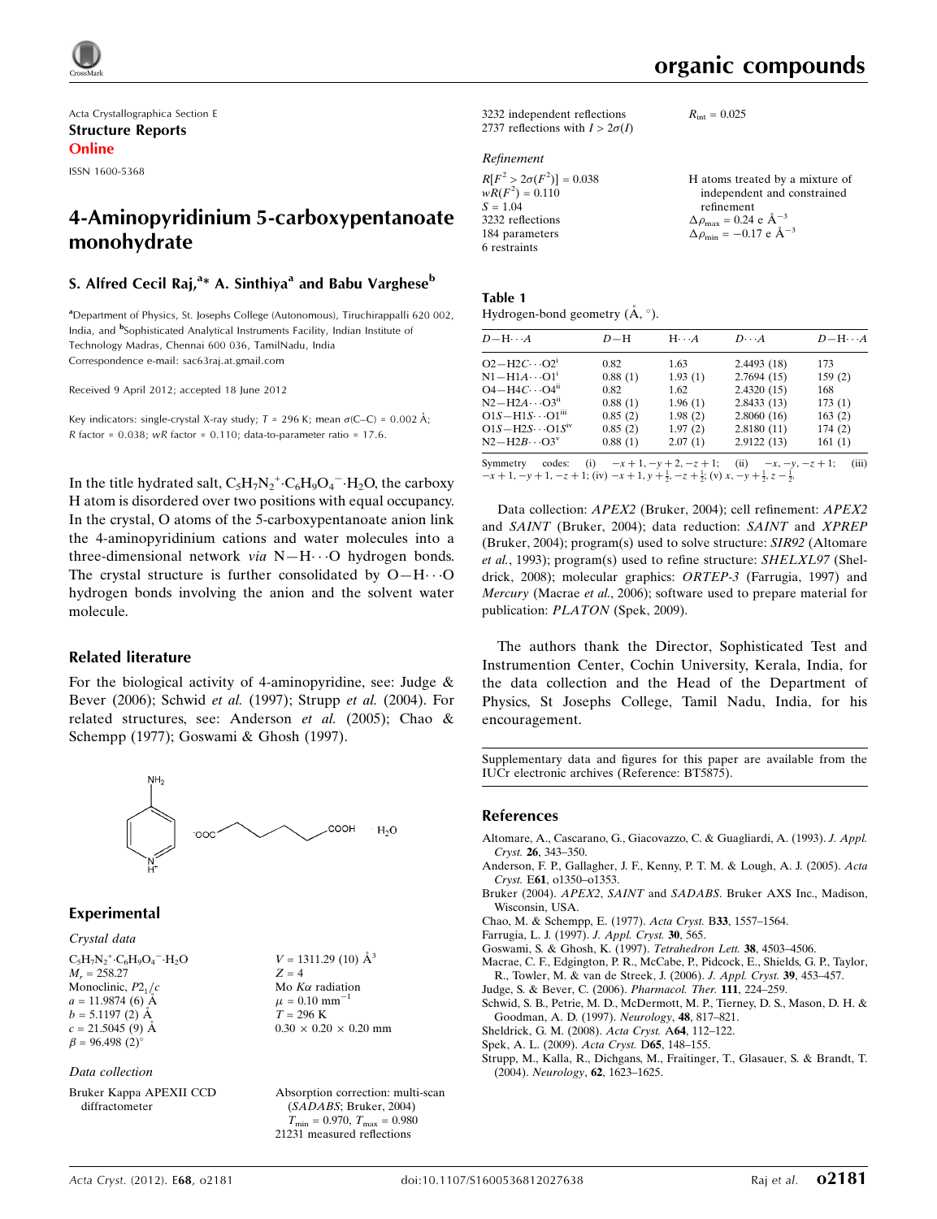Acta Crystallographica Section E
**Structure Reports Online**
ISSN 1600-5368

# 4-Aminopyridinium 5-carboxypentanoate monohydrate

**S. Alfred Cecil Raj,[a]* A. Sinthiya[a] and Babu Varghese[b]**

[a]Department of Physics, St. Josephs College (Autonomous), Tiruchirappalli 620 002, India, and [b]Sophisticated Analytical Instruments Facility, Indian Institute of Technology Madras, Chennai 600 036, TamilNadu, India
Correspondence e-mail: sac63raj.at.gmail.com

Received 9 April 2012; accepted 18 June 2012

Key indicators: single-crystal X-ray study; $T$ = 296 K; mean $\sigma$(C–C) = 0.002 Å; $R$ factor = 0.038; $wR$ factor = 0.110; data-to-parameter ratio = 17.6.

In the title hydrated salt, $C_5H_7N_2^+ \cdot C_6H_9O_4^- \cdot H_2O$, the carboxy H atom is disordered over two positions with equal occupancy. In the crystal, O atoms of the 5-carboxypentanoate anion link the 4-aminopyridinium cations and water molecules into a three-dimensional network *via* N—H···O hydrogen bonds. The crystal structure is further consolidated by O—H···O hydrogen bonds involving the anion and the solvent water molecule.

## Related literature

For the biological activity of 4-aminopyridine, see: Judge & Bever (2006); Schwid *et al.* (1997); Strupp *et al.* (2004). For related structures, see: Anderson *et al.* (2005); Chao & Schempp (1977); Goswami & Ghosh (1997).

## Experimental

### Crystal data

$C_5H_7N_2^+ \cdot C_6H_9O_4^- \cdot H_2O$
$M_r$ = 258.27
Monoclinic, $P2_1/c$
$a$ = 11.9874 (6) Å
$b$ = 5.1197 (2) Å
$c$ = 21.5045 (9) Å
$\beta$ = 96.498 (2)°
$V$ = 1311.29 (10) Å$^3$
$Z$ = 4
Mo $K\alpha$ radiation
$\mu$ = 0.10 mm$^{-1}$
$T$ = 296 K
0.30 × 0.20 × 0.20 mm

### Data collection

Bruker Kappa APEXII CCD diffractometer
Absorption correction: multi-scan (*SADABS*; Bruker, 2004)
$T_{min}$ = 0.970, $T_{max}$ = 0.980
21231 measured reflections
3232 independent reflections
2737 reflections with $I > 2\sigma(I)$
$R_{int}$ = 0.025

### Refinement

$R[F^2 > 2\sigma(F^2)]$ = 0.038
$wR(F^2)$ = 0.110
$S$ = 1.04
3232 reflections
184 parameters
6 restraints
H atoms treated by a mixture of independent and constrained refinement
$\Delta\rho_{max}$ = 0.24 e Å$^{-3}$
$\Delta\rho_{min}$ = −0.17 e Å$^{-3}$

**Table 1**
Hydrogen-bond geometry (Å, °).

| $D$—H···$A$ | $D$—H | H···$A$ | $D$···$A$ | $D$—H···$A$ |
|---|---|---|---|---|
| O2—H2C···O2[i] | 0.82 | 1.63 | 2.4493 (18) | 173 |
| N1—H1A···O1[i] | 0.88 (1) | 1.93 (1) | 2.7694 (15) | 159 (2) |
| O4—H4C···O4[ii] | 0.82 | 1.62 | 2.4320 (15) | 168 |
| N2—H2A···O3[ii] | 0.88 (1) | 1.96 (1) | 2.8433 (13) | 173 (1) |
| O1S—H1S···O1[iii] | 0.85 (2) | 1.98 (2) | 2.8060 (16) | 163 (2) |
| O1S—H2S···O1S[iv] | 0.85 (2) | 1.97 (2) | 2.8180 (11) | 174 (2) |
| N2—H2B···O3[v] | 0.88 (1) | 2.07 (1) | 2.9122 (13) | 161 (1) |

Symmetry codes: (i) $-x+1, -y+2, -z+1$; (ii) $-x, -y, -z+1$; (iii) $-x+1, -y+1, -z+1$; (iv) $-x+1, y+\frac{1}{2}, -z+\frac{1}{2}$; (v) $x, -y+\frac{1}{2}, z-\frac{1}{2}$.

Data collection: *APEX2* (Bruker, 2004); cell refinement: *APEX2* and *SAINT* (Bruker, 2004); data reduction: *SAINT* and *XPREP* (Bruker, 2004); program(s) used to solve structure: *SIR92* (Altomare *et al.*, 1993); program(s) used to refine structure: *SHELXL97* (Sheldrick, 2008); molecular graphics: *ORTEP-3* (Farrugia, 1997) and *Mercury* (Macrae *et al.*, 2006); software used to prepare material for publication: *PLATON* (Spek, 2009).

The authors thank the Director, Sophisticated Test and Instrumentation Center, Cochin University, Kerala, India, for the data collection and the Head of the Department of Physics, St Josephs College, Tamil Nadu, India, for his encouragement.

Supplementary data and figures for this paper are available from the IUCr electronic archives (Reference: BT5875).

## References

Altomare, A., Cascarano, G., Giacovazzo, C. & Guagliardi, A. (1993). *J. Appl. Cryst.* **26**, 343–350.
Anderson, F. P., Gallagher, J. F., Kenny, P. T. M. & Lough, A. J. (2005). *Acta Cryst.* E**61**, o1350–o1353.
Bruker (2004). *APEX2*, *SAINT* and *SADABS*. Bruker AXS Inc., Madison, Wisconsin, USA.
Chao, M. & Schempp, E. (1977). *Acta Cryst.* B**33**, 1557–1564.
Farrugia, L. J. (1997). *J. Appl. Cryst.* **30**, 565.
Goswami, S. & Ghosh, K. (1997). *Tetrahedron Lett.* **38**, 4503–4506.
Judge, S. & Bever, C. (2006). *Pharmacol. Ther.* **111**, 224–259.
Macrae, C. F., Edgington, P. R., McCabe, P., Pidcock, E., Shields, G. P., Taylor, R., Towler, M. & van de Streek, J. (2006). *J. Appl. Cryst.* **39**, 453–457.
Schwid, S. B., Petrie, M. D., McDermott, M. P., Tierney, D. S., Mason, D. H. & Goodman, A. D. (1997). *Neurology*, **48**, 817–821.
Sheldrick, G. M. (2008). *Acta Cryst.* A**64**, 112–122.
Spek, A. L. (2009). *Acta Cryst.* D**65**, 148–155.
Strupp, M., Kalla, R., Dichgans, M., Fraitinger, T., Glasauer, S. & Brandt, T. (2004). *Neurology*, **62**, 1623–1625.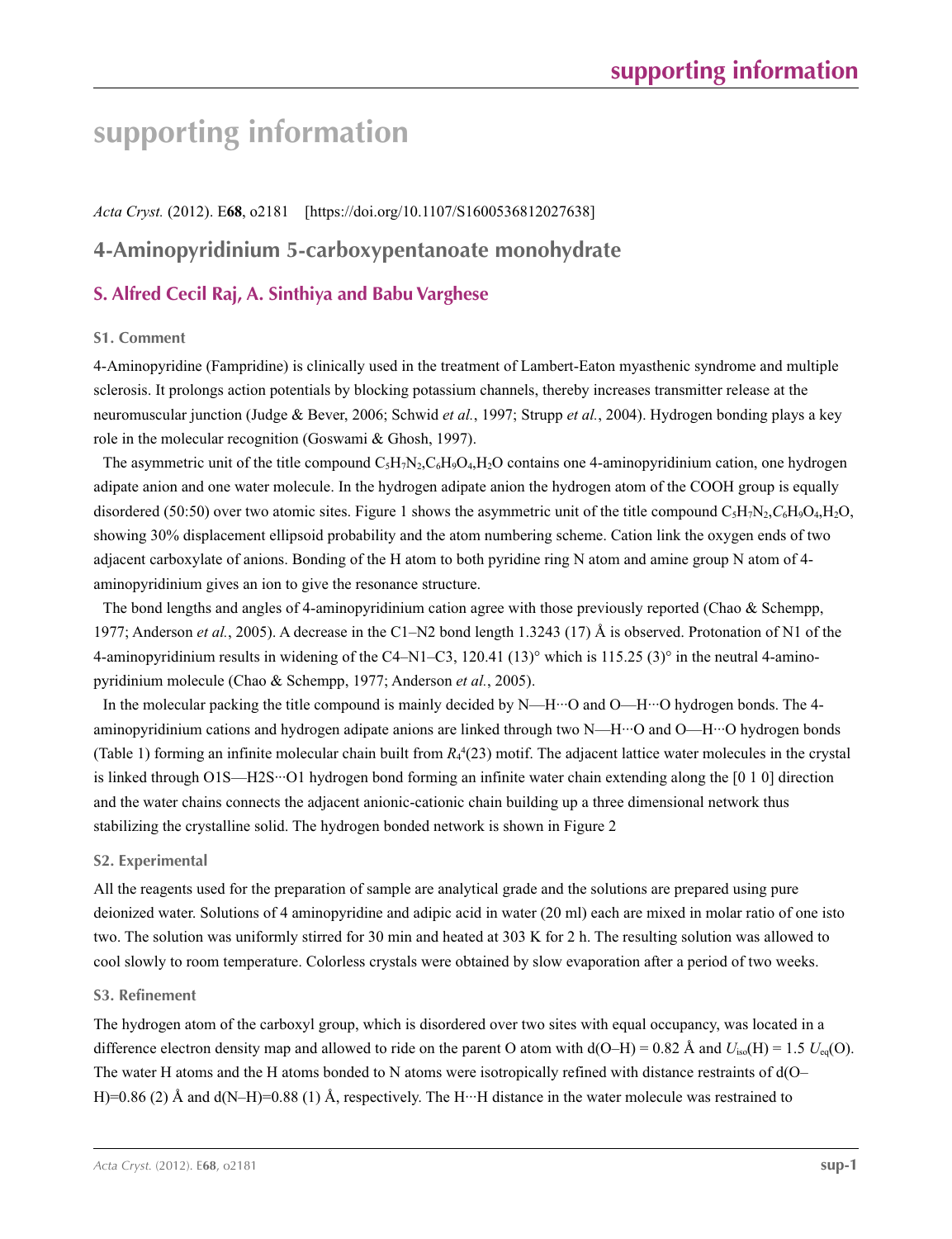# supporting information

*Acta Cryst.* (2012). E**68**, o2181 [https://doi.org/10.1107/S1600536812027638]

## 4-Aminopyridinium 5-carboxypentanoate monohydrate

### S. Alfred Cecil Raj, A. Sinthiya and Babu Varghese

### S1. Comment

4-Aminopyridine (Fampridine) is clinically used in the treatment of Lambert-Eaton myasthenic syndrome and multiple sclerosis. It prolongs action potentials by blocking potassium channels, thereby increases transmitter release at the neuromuscular junction (Judge & Bever, 2006; Schwid *et al.*, 1997; Strupp *et al.*, 2004). Hydrogen bonding plays a key role in the molecular recognition (Goswami & Ghosh, 1997).

The asymmetric unit of the title compound $C_5H_7N_2,C_6H_9O_4,H_2O$ contains one 4-aminopyridinium cation, one hydrogen adipate anion and one water molecule. In the hydrogen adipate anion the hydrogen atom of the COOH group is equally disordered (50:50) over two atomic sites. Figure 1 shows the asymmetric unit of the title compound $C_5H_7N_2,C_6H_9O_4,H_2O$, showing 30% displacement ellipsoid probability and the atom numbering scheme. Cation link the oxygen ends of two adjacent carboxylate of anions. Bonding of the H atom to both pyridine ring N atom and amine group N atom of 4-aminopyridinium gives an ion to give the resonance structure.

The bond lengths and angles of 4-aminopyridinium cation agree with those previously reported (Chao & Schempp, 1977; Anderson *et al.*, 2005). A decrease in the C1–N2 bond length 1.3243 (17) Å is observed. Protonation of N1 of the 4-aminopyridinium results in widening of the C4–N1–C3, 120.41 (13)° which is 115.25 (3)° in the neutral 4-amino-pyridinium molecule (Chao & Schempp, 1977; Anderson *et al.*, 2005).

In the molecular packing the title compound is mainly decided by N—H···O and O—H···O hydrogen bonds. The 4-aminopyridinium cations and hydrogen adipate anions are linked through two N—H···O and O—H···O hydrogen bonds (Table 1) forming an infinite molecular chain built from $R_4^4(23)$ motif. The adjacent lattice water molecules in the crystal is linked through O1S—H2S···O1 hydrogen bond forming an infinite water chain extending along the [0 1 0] direction and the water chains connects the adjacent anionic-cationic chain building up a three dimensional network thus stabilizing the crystalline solid. The hydrogen bonded network is shown in Figure 2

### S2. Experimental

All the reagents used for the preparation of sample are analytical grade and the solutions are prepared using pure deionized water. Solutions of 4 aminopyridine and adipic acid in water (20 ml) each are mixed in molar ratio of one isto two. The solution was uniformly stirred for 30 min and heated at 303 K for 2 h. The resulting solution was allowed to cool slowly to room temperature. Colorless crystals were obtained by slow evaporation after a period of two weeks.

### S3. Refinement

The hydrogen atom of the carboxyl group, which is disordered over two sites with equal occupancy, was located in a difference electron density map and allowed to ride on the parent O atom with d(O–H) = 0.82 Å and $U_{iso}$(H) = 1.5 $U_{eq}$(O). The water H atoms and the H atoms bonded to N atoms were isotropically refined with distance restraints of d(O–H)=0.86 (2) Å and d(N–H)=0.88 (1) Å, respectively. The H···H distance in the water molecule was restrained to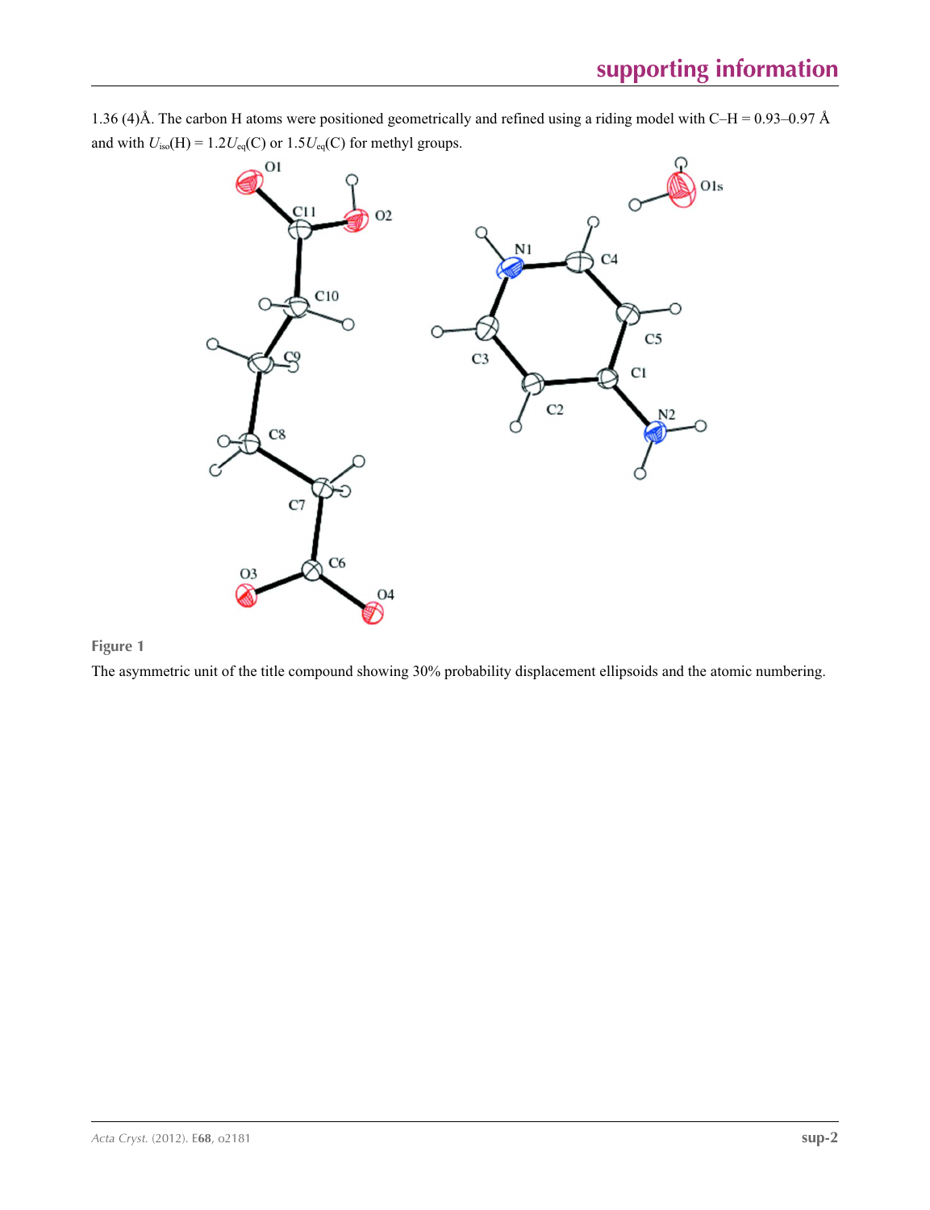1.36 (4)Å. The carbon H atoms were positioned geometrically and refined using a riding model with C–H = 0.93–0.97 Å and with $U_{iso}$(H) = 1.2$U_{eq}$(C) or 1.5$U_{eq}$(C) for methyl groups.

**Figure 1**

The asymmetric unit of the title compound showing 30% probability displacement ellipsoids and the atomic numbering.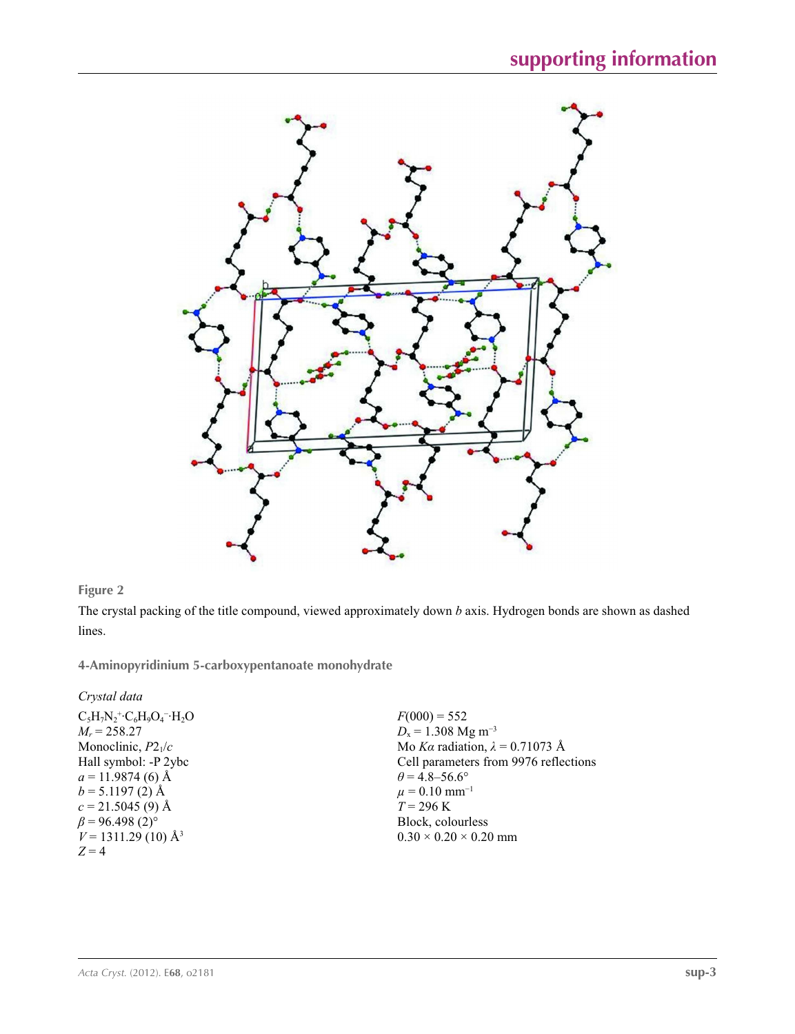**Figure 2**

The crystal packing of the title compound, viewed approximately down *b* axis. Hydrogen bonds are shown as dashed lines.

## 4-Aminopyridinium 5-carboxypentanoate monohydrate

### *Crystal data*

$C_5H_7N_2^+ \cdot C_6H_9O_4^- \cdot H_2O$
$M_r = 258.27$
Monoclinic, $P2_1/c$
Hall symbol: -P 2ybc
$a = 11.9874$ (6) Å
$b = 5.1197$ (2) Å
$c = 21.5045$ (9) Å
$\beta = 96.498$ (2)°
$V = 1311.29$ (10) Å$^3$
$Z = 4$
$F(000) = 552$
$D_x = 1.308$ Mg m$^{-3}$
Mo $K\alpha$ radiation, $\lambda = 0.71073$ Å
Cell parameters from 9976 reflections
$\theta = 4.8$–56.6°
$\mu = 0.10$ mm$^{-1}$
$T = 296$ K
Block, colourless
0.30 × 0.20 × 0.20 mm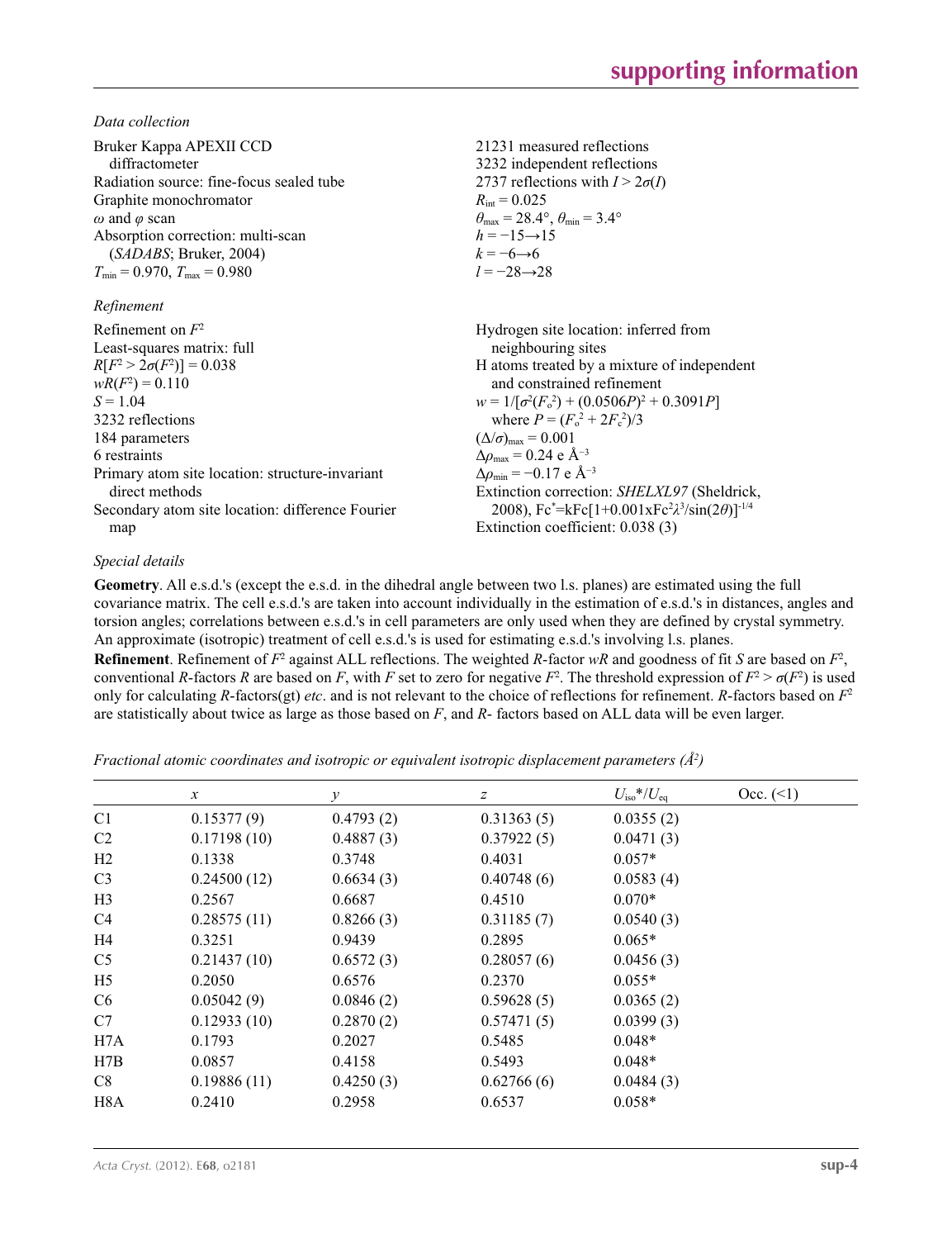*Data collection*

Bruker Kappa APEXII CCD diffractometer
Radiation source: fine-focus sealed tube
Graphite monochromator
$\omega$ and $\varphi$ scan
Absorption correction: multi-scan (*SADABS*; Bruker, 2004)
$T_{min} = 0.970$, $T_{max} = 0.980$

21231 measured reflections
3232 independent reflections
2737 reflections with $I > 2\sigma(I)$
$R_{int} = 0.025$
$\theta_{max} = 28.4°$, $\theta_{min} = 3.4°$
$h = -15 \rightarrow 15$
$k = -6 \rightarrow 6$
$l = -28 \rightarrow 28$

*Refinement*

Refinement on $F^2$
Least-squares matrix: full
$R[F^2 > 2\sigma(F^2)] = 0.038$
$wR(F^2) = 0.110$
$S = 1.04$
3232 reflections
184 parameters
6 restraints
Primary atom site location: structure-invariant direct methods
Secondary atom site location: difference Fourier map

Hydrogen site location: inferred from neighbouring sites
H atoms treated by a mixture of independent and constrained refinement
$w = 1/[\sigma^2(F_o^2) + (0.0506P)^2 + 0.3091P]$ where $P = (F_o^2 + 2F_c^2)/3$
$(\Delta/\sigma)_{max} = 0.001$
$\Delta\rho_{max} = 0.24$ e Å$^{-3}$
$\Delta\rho_{min} = -0.17$ e Å$^{-3}$
Extinction correction: *SHELXL97* (Sheldrick, 2008), $Fc^*=kFc[1+0.001xFc^2\lambda^3/\sin(2\theta)]^{-1/4}$
Extinction coefficient: 0.038 (3)

*Special details*

**Geometry**. All e.s.d.'s (except the e.s.d. in the dihedral angle between two l.s. planes) are estimated using the full covariance matrix. The cell e.s.d.'s are taken into account individually in the estimation of e.s.d.'s in distances, angles and torsion angles; correlations between e.s.d.'s in cell parameters are only used when they are defined by crystal symmetry. An approximate (isotropic) treatment of cell e.s.d.'s is used for estimating e.s.d.'s involving l.s. planes.

**Refinement**. Refinement of $F^2$ against ALL reflections. The weighted $R$-factor $wR$ and goodness of fit $S$ are based on $F^2$, conventional $R$-factors $R$ are based on $F$, with $F$ set to zero for negative $F^2$. The threshold expression of $F^2 > \sigma(F^2)$ is used only for calculating $R$-factors(gt) *etc*. and is not relevant to the choice of reflections for refinement. $R$-factors based on $F^2$ are statistically about twice as large as those based on $F$, and $R$- factors based on ALL data will be even larger.

*Fractional atomic coordinates and isotropic or equivalent isotropic displacement parameters (Å$^2$)*

| | $x$ | $y$ | $z$ | $U_{iso}$*/$U_{eq}$ | Occ. (<1) |
|---|---|---|---|---|---|
| C1 | 0.15377 (9) | 0.4793 (2) | 0.31363 (5) | 0.0355 (2) | |
| C2 | 0.17198 (10) | 0.4887 (3) | 0.37922 (5) | 0.0471 (3) | |
| H2 | 0.1338 | 0.3748 | 0.4031 | 0.057* | |
| C3 | 0.24500 (12) | 0.6634 (3) | 0.40748 (6) | 0.0583 (4) | |
| H3 | 0.2567 | 0.6687 | 0.4510 | 0.070* | |
| C4 | 0.28575 (11) | 0.8266 (3) | 0.31185 (7) | 0.0540 (3) | |
| H4 | 0.3251 | 0.9439 | 0.2895 | 0.065* | |
| C5 | 0.21437 (10) | 0.6572 (3) | 0.28057 (6) | 0.0456 (3) | |
| H5 | 0.2050 | 0.6576 | 0.2370 | 0.055* | |
| C6 | 0.05042 (9) | 0.0846 (2) | 0.59628 (5) | 0.0365 (2) | |
| C7 | 0.12933 (10) | 0.2870 (2) | 0.57471 (5) | 0.0399 (3) | |
| H7A | 0.1793 | 0.2027 | 0.5485 | 0.048* | |
| H7B | 0.0857 | 0.4158 | 0.5493 | 0.048* | |
| C8 | 0.19886 (11) | 0.4250 (3) | 0.62766 (6) | 0.0484 (3) | |
| H8A | 0.2410 | 0.2958 | 0.6537 | 0.058* | |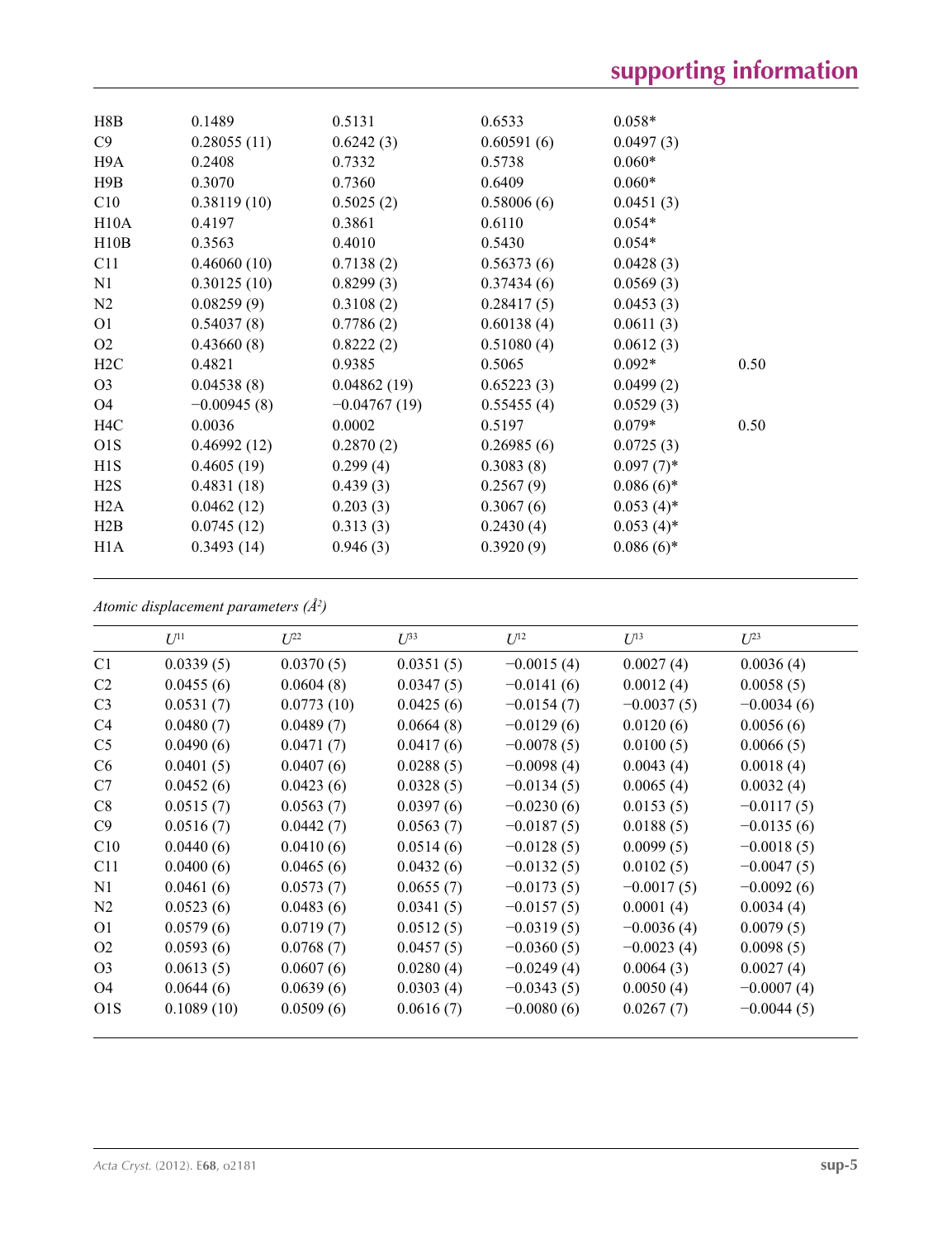| | | | | | |
|---|---|---|---|---|---|
| H8B | 0.1489 | 0.5131 | 0.6533 | 0.058* | |
| C9 | 0.28055 (11) | 0.6242 (3) | 0.60591 (6) | 0.0497 (3) | |
| H9A | 0.2408 | 0.7332 | 0.5738 | 0.060* | |
| H9B | 0.3070 | 0.7360 | 0.6409 | 0.060* | |
| C10 | 0.38119 (10) | 0.5025 (2) | 0.58006 (6) | 0.0451 (3) | |
| H10A | 0.4197 | 0.3861 | 0.6110 | 0.054* | |
| H10B | 0.3563 | 0.4010 | 0.5430 | 0.054* | |
| C11 | 0.46060 (10) | 0.7138 (2) | 0.56373 (6) | 0.0428 (3) | |
| N1 | 0.30125 (10) | 0.8299 (3) | 0.37434 (6) | 0.0569 (3) | |
| N2 | 0.08259 (9) | 0.3108 (2) | 0.28417 (5) | 0.0453 (3) | |
| O1 | 0.54037 (8) | 0.7786 (2) | 0.60138 (4) | 0.0611 (3) | |
| O2 | 0.43660 (8) | 0.8222 (2) | 0.51080 (4) | 0.0612 (3) | |
| H2C | 0.4821 | 0.9385 | 0.5065 | 0.092* | 0.50 |
| O3 | 0.04538 (8) | 0.04862 (19) | 0.65223 (3) | 0.0499 (2) | |
| O4 | −0.00945 (8) | −0.04767 (19) | 0.55455 (4) | 0.0529 (3) | |
| H4C | 0.0036 | 0.0002 | 0.5197 | 0.079* | 0.50 |
| O1S | 0.46992 (12) | 0.2870 (2) | 0.26985 (6) | 0.0725 (3) | |
| H1S | 0.4605 (19) | 0.299 (4) | 0.3083 (8) | 0.097 (7)* | |
| H2S | 0.4831 (18) | 0.439 (3) | 0.2567 (9) | 0.086 (6)* | |
| H2A | 0.0462 (12) | 0.203 (3) | 0.3067 (6) | 0.053 (4)* | |
| H2B | 0.0745 (12) | 0.313 (3) | 0.2430 (4) | 0.053 (4)* | |
| H1A | 0.3493 (14) | 0.946 (3) | 0.3920 (9) | 0.086 (6)* | |

*Atomic displacement parameters (Å²)*

| | $U^{11}$ | $U^{22}$ | $U^{33}$ | $U^{12}$ | $U^{13}$ | $U^{23}$ |
|---|---|---|---|---|---|---|
| C1 | 0.0339 (5) | 0.0370 (5) | 0.0351 (5) | −0.0015 (4) | 0.0027 (4) | 0.0036 (4) |
| C2 | 0.0455 (6) | 0.0604 (8) | 0.0347 (5) | −0.0141 (6) | 0.0012 (4) | 0.0058 (5) |
| C3 | 0.0531 (7) | 0.0773 (10) | 0.0425 (6) | −0.0154 (7) | −0.0037 (5) | −0.0034 (6) |
| C4 | 0.0480 (7) | 0.0489 (7) | 0.0664 (8) | −0.0129 (6) | 0.0120 (6) | 0.0056 (6) |
| C5 | 0.0490 (6) | 0.0471 (7) | 0.0417 (6) | −0.0078 (5) | 0.0100 (5) | 0.0066 (5) |
| C6 | 0.0401 (5) | 0.0407 (6) | 0.0288 (5) | −0.0098 (4) | 0.0043 (4) | 0.0018 (4) |
| C7 | 0.0452 (6) | 0.0423 (6) | 0.0328 (5) | −0.0134 (5) | 0.0065 (4) | 0.0032 (4) |
| C8 | 0.0515 (7) | 0.0563 (7) | 0.0397 (6) | −0.0230 (6) | 0.0153 (5) | −0.0117 (5) |
| C9 | 0.0516 (7) | 0.0442 (7) | 0.0563 (7) | −0.0187 (5) | 0.0188 (5) | −0.0135 (6) |
| C10 | 0.0440 (6) | 0.0410 (6) | 0.0514 (6) | −0.0128 (5) | 0.0099 (5) | −0.0018 (5) |
| C11 | 0.0400 (6) | 0.0465 (6) | 0.0432 (6) | −0.0132 (5) | 0.0102 (5) | −0.0047 (5) |
| N1 | 0.0461 (6) | 0.0573 (7) | 0.0655 (7) | −0.0173 (5) | −0.0017 (5) | −0.0092 (6) |
| N2 | 0.0523 (6) | 0.0483 (6) | 0.0341 (5) | −0.0157 (5) | 0.0001 (4) | 0.0034 (4) |
| O1 | 0.0579 (6) | 0.0719 (7) | 0.0512 (5) | −0.0319 (5) | −0.0036 (4) | 0.0079 (5) |
| O2 | 0.0593 (6) | 0.0768 (7) | 0.0457 (5) | −0.0360 (5) | −0.0023 (4) | 0.0098 (5) |
| O3 | 0.0613 (5) | 0.0607 (6) | 0.0280 (4) | −0.0249 (4) | 0.0064 (3) | 0.0027 (4) |
| O4 | 0.0644 (6) | 0.0639 (6) | 0.0303 (4) | −0.0343 (5) | 0.0050 (4) | −0.0007 (4) |
| O1S | 0.1089 (10) | 0.0509 (6) | 0.0616 (7) | −0.0080 (6) | 0.0267 (7) | −0.0044 (5) |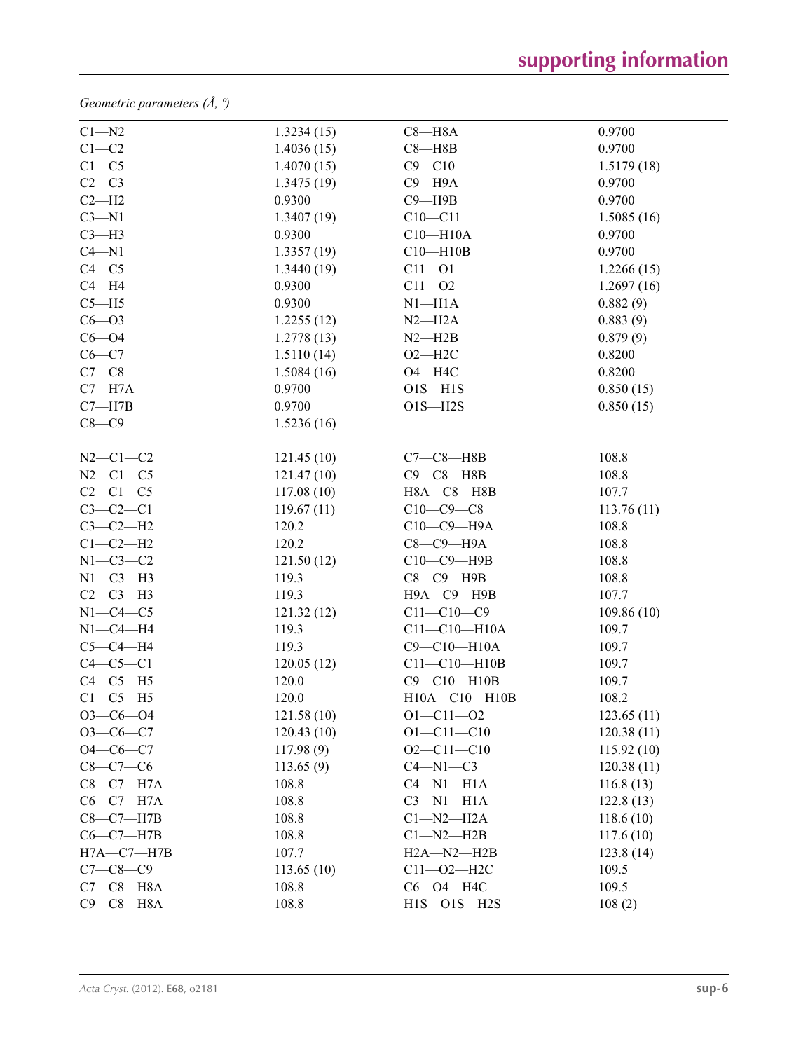*Geometric parameters (Å, º)*

| | | | |
|---|---|---|---|
| C1—N2 | 1.3234 (15) | C8—H8A | 0.9700 |
| C1—C2 | 1.4036 (15) | C8—H8B | 0.9700 |
| C1—C5 | 1.4070 (15) | C9—C10 | 1.5179 (18) |
| C2—C3 | 1.3475 (19) | C9—H9A | 0.9700 |
| C2—H2 | 0.9300 | C9—H9B | 0.9700 |
| C3—N1 | 1.3407 (19) | C10—C11 | 1.5085 (16) |
| C3—H3 | 0.9300 | C10—H10A | 0.9700 |
| C4—N1 | 1.3357 (19) | C10—H10B | 0.9700 |
| C4—C5 | 1.3440 (19) | C11—O1 | 1.2266 (15) |
| C4—H4 | 0.9300 | C11—O2 | 1.2697 (16) |
| C5—H5 | 0.9300 | N1—H1A | 0.882 (9) |
| C6—O3 | 1.2255 (12) | N2—H2A | 0.883 (9) |
| C6—O4 | 1.2778 (13) | N2—H2B | 0.879 (9) |
| C6—C7 | 1.5110 (14) | O2—H2C | 0.8200 |
| C7—C8 | 1.5084 (16) | O4—H4C | 0.8200 |
| C7—H7A | 0.9700 | O1S—H1S | 0.850 (15) |
| C7—H7B | 0.9700 | O1S—H2S | 0.850 (15) |
| C8—C9 | 1.5236 (16) | | |
| | | | |
| N2—C1—C2 | 121.45 (10) | C7—C8—H8B | 108.8 |
| N2—C1—C5 | 121.47 (10) | C9—C8—H8B | 108.8 |
| C2—C1—C5 | 117.08 (10) | H8A—C8—H8B | 107.7 |
| C3—C2—C1 | 119.67 (11) | C10—C9—C8 | 113.76 (11) |
| C3—C2—H2 | 120.2 | C10—C9—H9A | 108.8 |
| C1—C2—H2 | 120.2 | C8—C9—H9A | 108.8 |
| N1—C3—C2 | 121.50 (12) | C10—C9—H9B | 108.8 |
| N1—C3—H3 | 119.3 | C8—C9—H9B | 108.8 |
| C2—C3—H3 | 119.3 | H9A—C9—H9B | 107.7 |
| N1—C4—C5 | 121.32 (12) | C11—C10—C9 | 109.86 (10) |
| N1—C4—H4 | 119.3 | C11—C10—H10A | 109.7 |
| C5—C4—H4 | 119.3 | C9—C10—H10A | 109.7 |
| C4—C5—C1 | 120.05 (12) | C11—C10—H10B | 109.7 |
| C4—C5—H5 | 120.0 | C9—C10—H10B | 109.7 |
| C1—C5—H5 | 120.0 | H10A—C10—H10B | 108.2 |
| O3—C6—O4 | 121.58 (10) | O1—C11—O2 | 123.65 (11) |
| O3—C6—C7 | 120.43 (10) | O1—C11—C10 | 120.38 (11) |
| O4—C6—C7 | 117.98 (9) | O2—C11—C10 | 115.92 (10) |
| C8—C7—C6 | 113.65 (9) | C4—N1—C3 | 120.38 (11) |
| C8—C7—H7A | 108.8 | C4—N1—H1A | 116.8 (13) |
| C6—C7—H7A | 108.8 | C3—N1—H1A | 122.8 (13) |
| C8—C7—H7B | 108.8 | C1—N2—H2A | 118.6 (10) |
| C6—C7—H7B | 108.8 | C1—N2—H2B | 117.6 (10) |
| H7A—C7—H7B | 107.7 | H2A—N2—H2B | 123.8 (14) |
| C7—C8—C9 | 113.65 (10) | C11—O2—H2C | 109.5 |
| C7—C8—H8A | 108.8 | C6—O4—H4C | 109.5 |
| C9—C8—H8A | 108.8 | H1S—O1S—H2S | 108 (2) |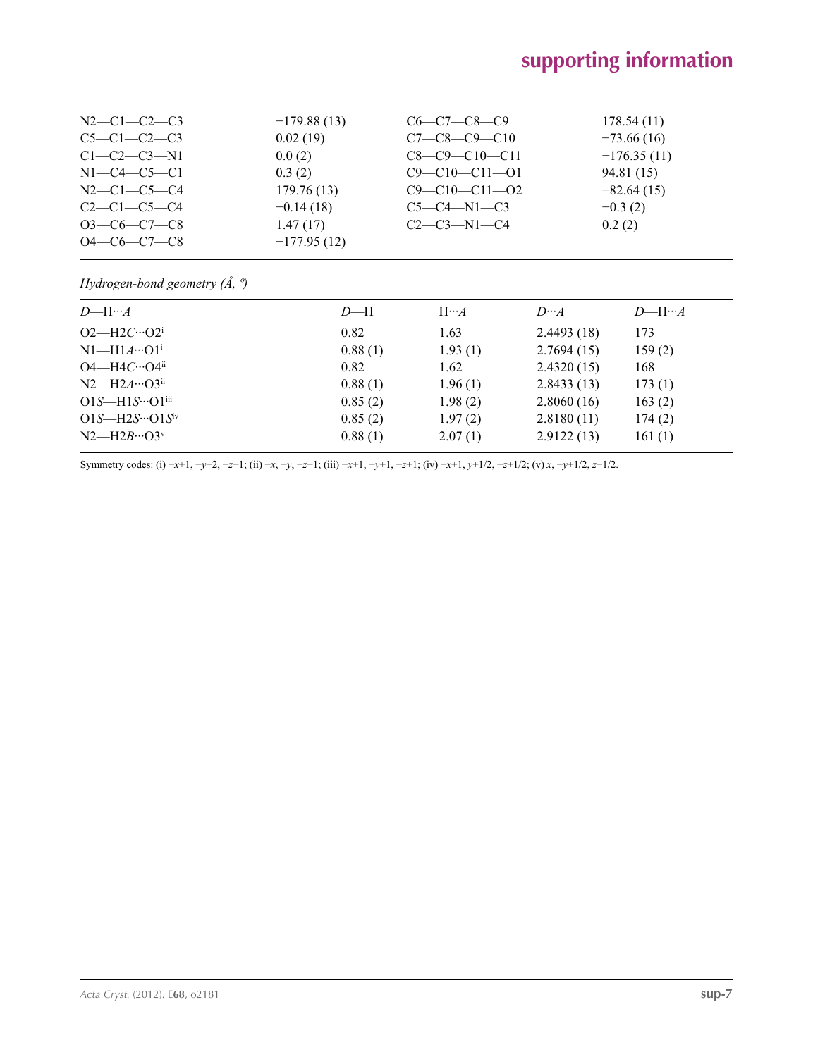| | | | |
|---|---|---|---|
| N2—C1—C2—C3 | −179.88 (13) | C6—C7—C8—C9 | 178.54 (11) |
| C5—C1—C2—C3 | 0.02 (19) | C7—C8—C9—C10 | −73.66 (16) |
| C1—C2—C3—N1 | 0.0 (2) | C8—C9—C10—C11 | −176.35 (11) |
| N1—C4—C5—C1 | 0.3 (2) | C9—C10—C11—O1 | 94.81 (15) |
| N2—C1—C5—C4 | 179.76 (13) | C9—C10—C11—O2 | −82.64 (15) |
| C2—C1—C5—C4 | −0.14 (18) | C5—C4—N1—C3 | −0.3 (2) |
| O3—C6—C7—C8 | 1.47 (17) | C2—C3—N1—C4 | 0.2 (2) |
| O4—C6—C7—C8 | −177.95 (12) | | |

*Hydrogen-bond geometry (Å, º)*

| *D*—H···*A* | *D*—H | H···*A* | *D*···*A* | *D*—H···*A* |
|---|---|---|---|---|
| O2—H2*C*···O2[i] | 0.82 | 1.63 | 2.4493 (18) | 173 |
| N1—H1*A*···O1[i] | 0.88 (1) | 1.93 (1) | 2.7694 (15) | 159 (2) |
| O4—H4*C*···O4[ii] | 0.82 | 1.62 | 2.4320 (15) | 168 |
| N2—H2*A*···O3[ii] | 0.88 (1) | 1.96 (1) | 2.8433 (13) | 173 (1) |
| O1*S*—H1*S*···O1[iii] | 0.85 (2) | 1.98 (2) | 2.8060 (16) | 163 (2) |
| O1*S*—H2*S*···O1*S*[iv] | 0.85 (2) | 1.97 (2) | 2.8180 (11) | 174 (2) |
| N2—H2*B*···O3[v] | 0.88 (1) | 2.07 (1) | 2.9122 (13) | 161 (1) |

Symmetry codes: (i) $-x+1, -y+2, -z+1$; (ii) $-x, -y, -z+1$; (iii) $-x+1, -y+1, -z+1$; (iv) $-x+1, y+1/2, -z+1/2$; (v) $x, -y+1/2, z-1/2$.